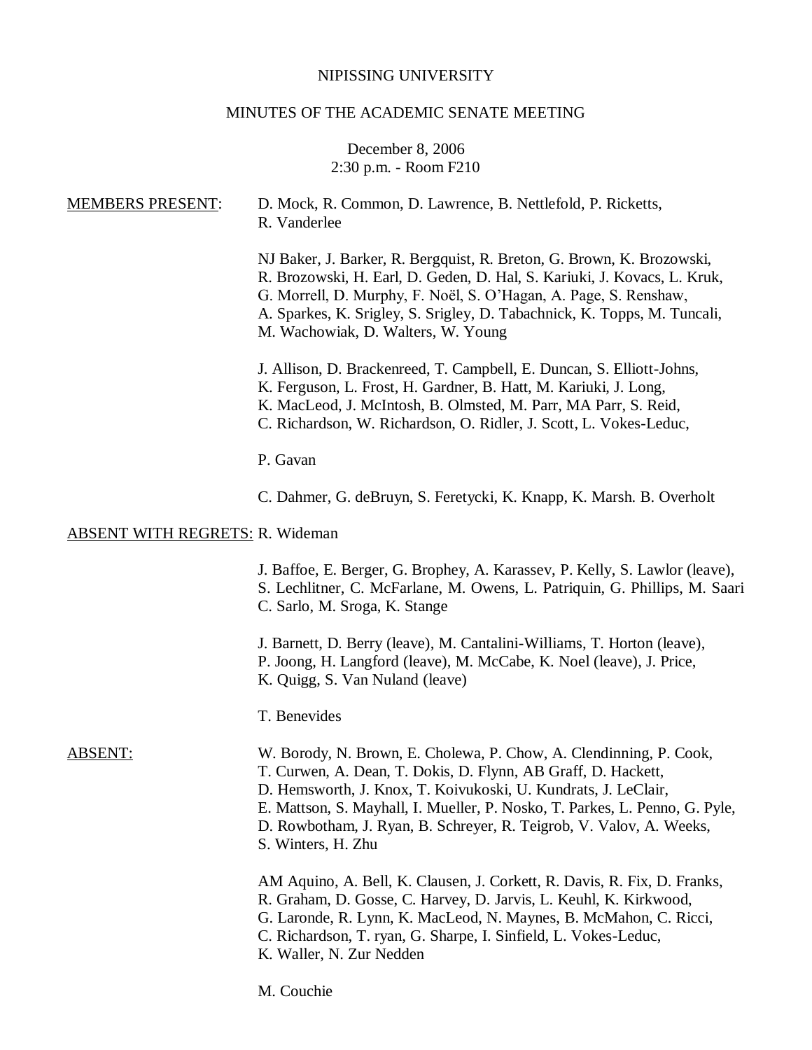NIPISSING UNIVERSITY

MINUTES OF THE ACADEMIC SENATE MEETING

December 8, 2006
2:30 p.m. - Room F210

MEMBERS PRESENT: D. Mock, R. Common, D. Lawrence, B. Nettlefold, P. Ricketts, R. Vanderlee

NJ Baker, J. Barker, R. Bergquist, R. Breton, G. Brown, K. Brozowski, R. Brozowski, H. Earl, D. Geden, D. Hal, S. Kariuki, J. Kovacs, L. Kruk, G. Morrell, D. Murphy, F. Noël, S. O'Hagan, A. Page, S. Renshaw, A. Sparkes, K. Srigley, S. Srigley, D. Tabachnick, K. Topps, M. Tuncali, M. Wachowiak, D. Walters, W. Young

J. Allison, D. Brackenreed, T. Campbell, E. Duncan, S. Elliott-Johns, K. Ferguson, L. Frost, H. Gardner, B. Hatt, M. Kariuki, J. Long, K. MacLeod, J. McIntosh, B. Olmsted, M. Parr, MA Parr, S. Reid, C. Richardson, W. Richardson, O. Ridler, J. Scott, L. Vokes-Leduc,

P. Gavan

C. Dahmer, G. deBruyn, S. Feretycki, K. Knapp, K. Marsh. B. Overholt

ABSENT WITH REGRETS: R. Wideman

J. Baffoe, E. Berger, G. Brophey, A. Karassev, P. Kelly, S. Lawlor (leave), S. Lechlitner, C. McFarlane, M. Owens, L. Patriquin, G. Phillips, M. Saari C. Sarlo, M. Sroga, K. Stange

J. Barnett, D. Berry (leave), M. Cantalini-Williams, T. Horton (leave), P. Joong, H. Langford (leave), M. McCabe, K. Noel (leave), J. Price, K. Quigg, S. Van Nuland (leave)

T. Benevides

ABSENT: W. Borody, N. Brown, E. Cholewa, P. Chow, A. Clendinning, P. Cook, T. Curwen, A. Dean, T. Dokis, D. Flynn, AB Graff, D. Hackett, D. Hemsworth, J. Knox, T. Koivukoski, U. Kundrats, J. LeClair, E. Mattson, S. Mayhall, I. Mueller, P. Nosko, T. Parkes, L. Penno, G. Pyle, D. Rowbotham, J. Ryan, B. Schreyer, R. Teigrob, V. Valov, A. Weeks, S. Winters, H. Zhu

AM Aquino, A. Bell, K. Clausen, J. Corkett, R. Davis, R. Fix, D. Franks, R. Graham, D. Gosse, C. Harvey, D. Jarvis, L. Keuhl, K. Kirkwood, G. Laronde, R. Lynn, K. MacLeod, N. Maynes, B. McMahon, C. Ricci, C. Richardson, T. ryan, G. Sharpe, I. Sinfield, L. Vokes-Leduc, K. Waller, N. Zur Nedden

M. Couchie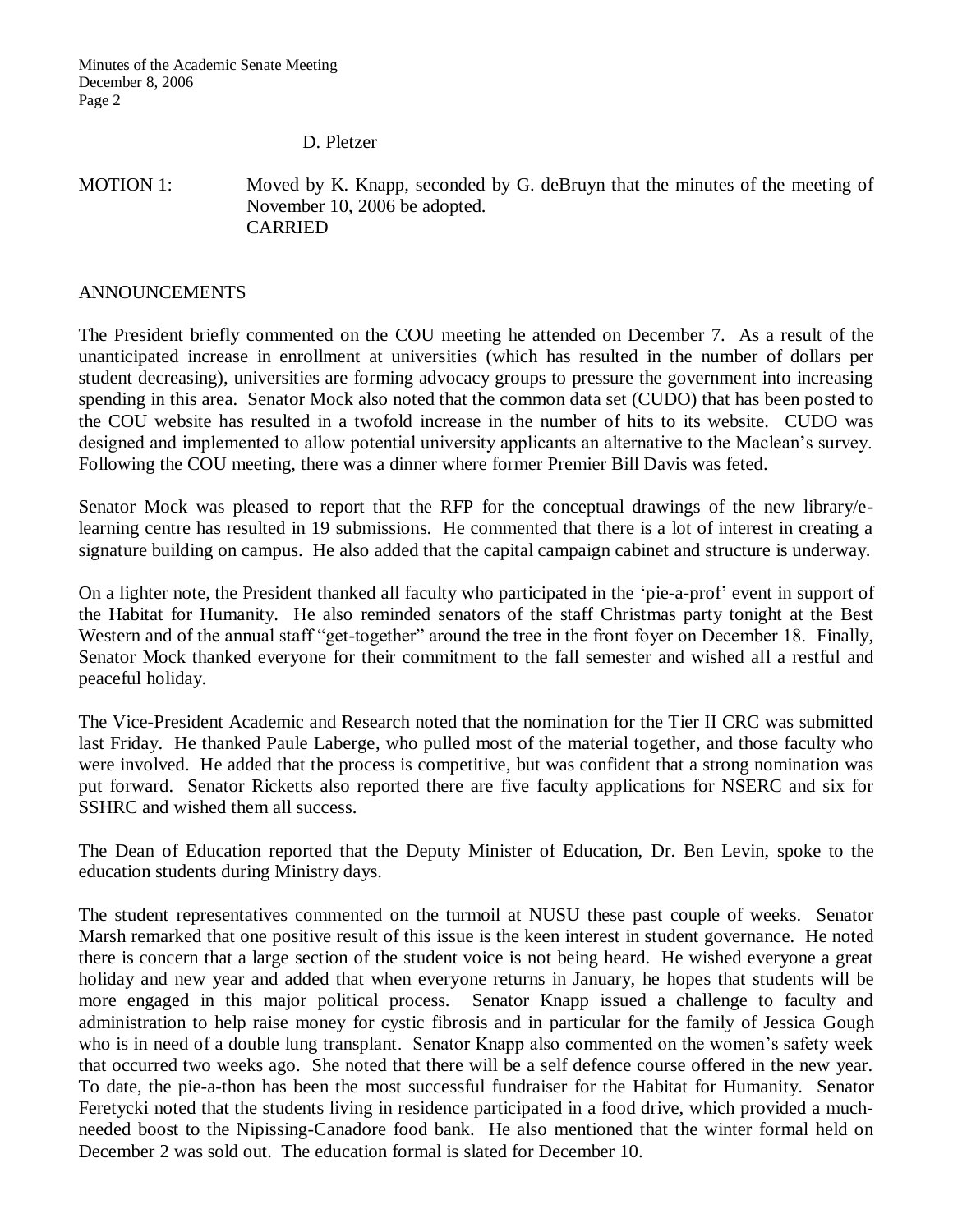D. Pletzer

MOTION 1: Moved by K. Knapp, seconded by G. deBruyn that the minutes of the meeting of November 10, 2006 be adopted.
CARRIED

## ANNOUNCEMENTS

The President briefly commented on the COU meeting he attended on December 7. As a result of the unanticipated increase in enrollment at universities (which has resulted in the number of dollars per student decreasing), universities are forming advocacy groups to pressure the government into increasing spending in this area. Senator Mock also noted that the common data set (CUDO) that has been posted to the COU website has resulted in a twofold increase in the number of hits to its website. CUDO was designed and implemented to allow potential university applicants an alternative to the Maclean's survey. Following the COU meeting, there was a dinner where former Premier Bill Davis was feted.

Senator Mock was pleased to report that the RFP for the conceptual drawings of the new library/e-learning centre has resulted in 19 submissions. He commented that there is a lot of interest in creating a signature building on campus. He also added that the capital campaign cabinet and structure is underway.

On a lighter note, the President thanked all faculty who participated in the 'pie-a-prof' event in support of the Habitat for Humanity. He also reminded senators of the staff Christmas party tonight at the Best Western and of the annual staff "get-together" around the tree in the front foyer on December 18. Finally, Senator Mock thanked everyone for their commitment to the fall semester and wished all a restful and peaceful holiday.

The Vice-President Academic and Research noted that the nomination for the Tier II CRC was submitted last Friday. He thanked Paule Laberge, who pulled most of the material together, and those faculty who were involved. He added that the process is competitive, but was confident that a strong nomination was put forward. Senator Ricketts also reported there are five faculty applications for NSERC and six for SSHRC and wished them all success.

The Dean of Education reported that the Deputy Minister of Education, Dr. Ben Levin, spoke to the education students during Ministry days.

The student representatives commented on the turmoil at NUSU these past couple of weeks. Senator Marsh remarked that one positive result of this issue is the keen interest in student governance. He noted there is concern that a large section of the student voice is not being heard. He wished everyone a great holiday and new year and added that when everyone returns in January, he hopes that students will be more engaged in this major political process. Senator Knapp issued a challenge to faculty and administration to help raise money for cystic fibrosis and in particular for the family of Jessica Gough who is in need of a double lung transplant. Senator Knapp also commented on the women's safety week that occurred two weeks ago. She noted that there will be a self defence course offered in the new year. To date, the pie-a-thon has been the most successful fundraiser for the Habitat for Humanity. Senator Feretycki noted that the students living in residence participated in a food drive, which provided a much-needed boost to the Nipissing-Canadore food bank. He also mentioned that the winter formal held on December 2 was sold out. The education formal is slated for December 10.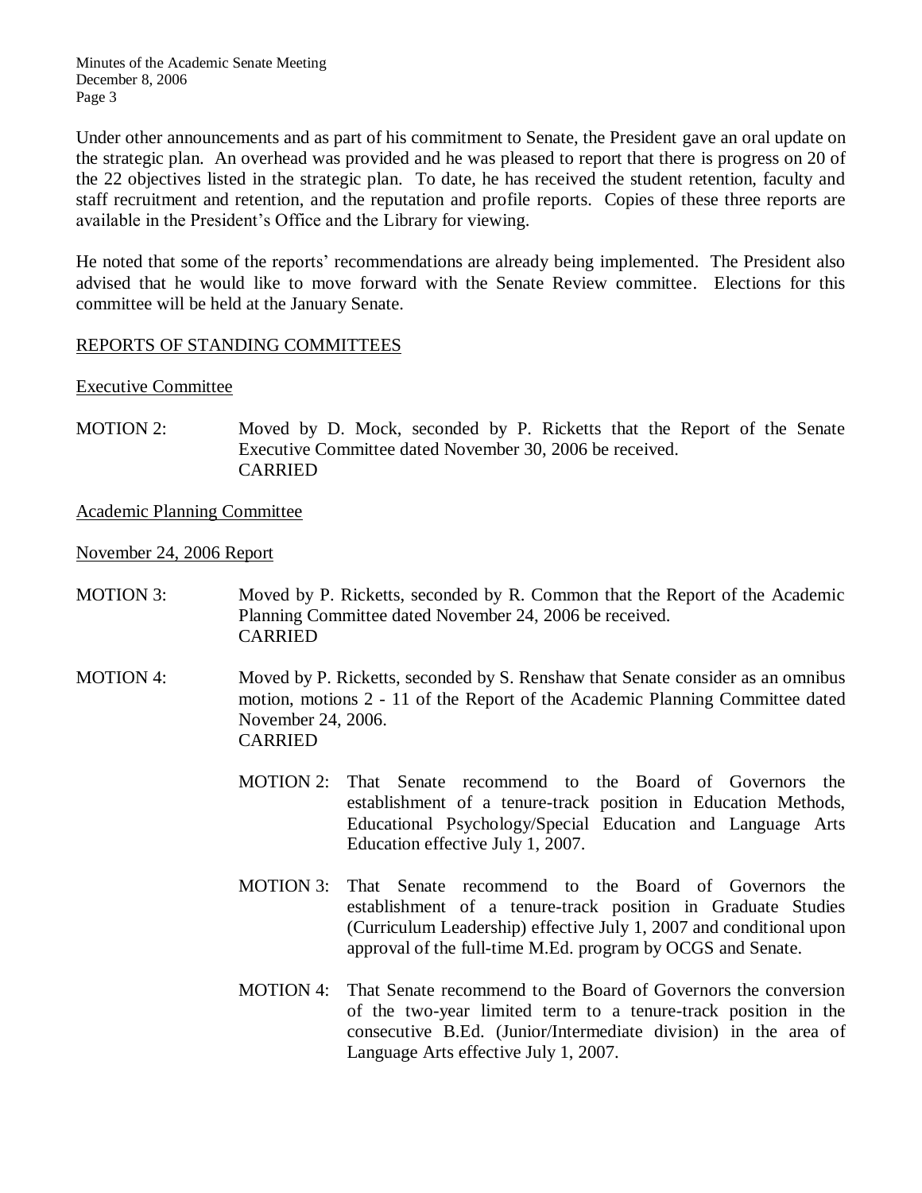Under other announcements and as part of his commitment to Senate, the President gave an oral update on the strategic plan. An overhead was provided and he was pleased to report that there is progress on 20 of the 22 objectives listed in the strategic plan. To date, he has received the student retention, faculty and staff recruitment and retention, and the reputation and profile reports. Copies of these three reports are available in the President's Office and the Library for viewing.

He noted that some of the reports' recommendations are already being implemented. The President also advised that he would like to move forward with the Senate Review committee. Elections for this committee will be held at the January Senate.

## REPORTS OF STANDING COMMITTEES

### Executive Committee

MOTION 2: Moved by D. Mock, seconded by P. Ricketts that the Report of the Senate Executive Committee dated November 30, 2006 be received.
CARRIED

### Academic Planning Committee

#### November 24, 2006 Report

MOTION 3: Moved by P. Ricketts, seconded by R. Common that the Report of the Academic Planning Committee dated November 24, 2006 be received.
CARRIED

MOTION 4: Moved by P. Ricketts, seconded by S. Renshaw that Senate consider as an omnibus motion, motions 2 - 11 of the Report of the Academic Planning Committee dated November 24, 2006.
CARRIED

> MOTION 2: That Senate recommend to the Board of Governors the establishment of a tenure-track position in Education Methods, Educational Psychology/Special Education and Language Arts Education effective July 1, 2007.
>
> MOTION 3: That Senate recommend to the Board of Governors the establishment of a tenure-track position in Graduate Studies (Curriculum Leadership) effective July 1, 2007 and conditional upon approval of the full-time M.Ed. program by OCGS and Senate.
>
> MOTION 4: That Senate recommend to the Board of Governors the conversion of the two-year limited term to a tenure-track position in the consecutive B.Ed. (Junior/Intermediate division) in the area of Language Arts effective July 1, 2007.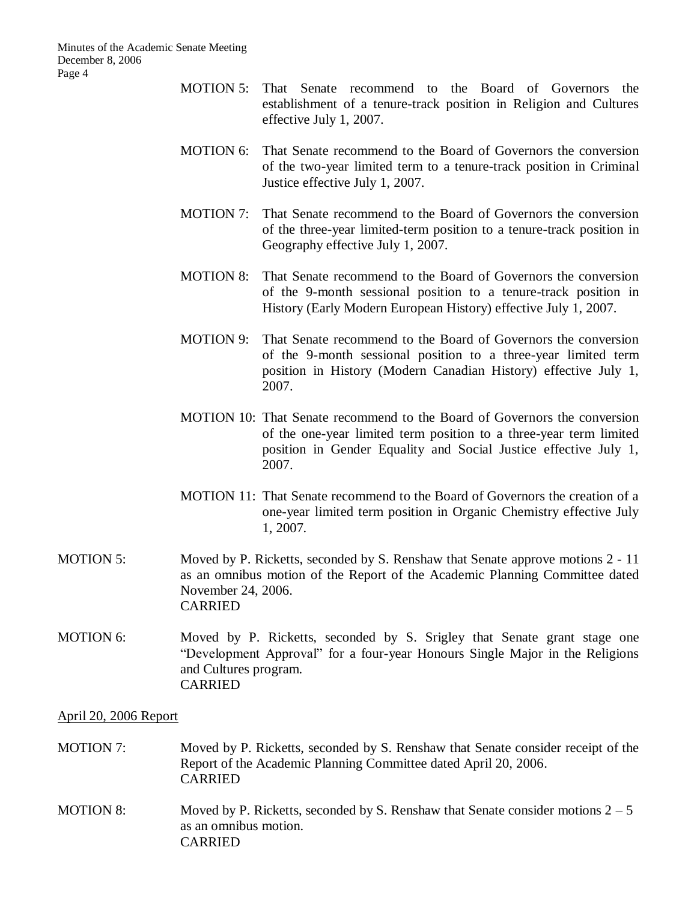MOTION 5: That Senate recommend to the Board of Governors the establishment of a tenure-track position in Religion and Cultures effective July 1, 2007.

MOTION 6: That Senate recommend to the Board of Governors the conversion of the two-year limited term to a tenure-track position in Criminal Justice effective July 1, 2007.

MOTION 7: That Senate recommend to the Board of Governors the conversion of the three-year limited-term position to a tenure-track position in Geography effective July 1, 2007.

MOTION 8: That Senate recommend to the Board of Governors the conversion of the 9-month sessional position to a tenure-track position in History (Early Modern European History) effective July 1, 2007.

MOTION 9: That Senate recommend to the Board of Governors the conversion of the 9-month sessional position to a three-year limited term position in History (Modern Canadian History) effective July 1, 2007.

MOTION 10: That Senate recommend to the Board of Governors the conversion of the one-year limited term position to a three-year term limited position in Gender Equality and Social Justice effective July 1, 2007.

MOTION 11: That Senate recommend to the Board of Governors the creation of a one-year limited term position in Organic Chemistry effective July 1, 2007.

MOTION 5: Moved by P. Ricketts, seconded by S. Renshaw that Senate approve motions 2 - 11 as an omnibus motion of the Report of the Academic Planning Committee dated November 24, 2006.
CARRIED

MOTION 6: Moved by P. Ricketts, seconded by S. Srigley that Senate grant stage one "Development Approval" for a four-year Honours Single Major in the Religions and Cultures program.
CARRIED

<u>April 20, 2006 Report</u>

MOTION 7: Moved by P. Ricketts, seconded by S. Renshaw that Senate consider receipt of the Report of the Academic Planning Committee dated April 20, 2006.
CARRIED

MOTION 8: Moved by P. Ricketts, seconded by S. Renshaw that Senate consider motions 2 – 5 as an omnibus motion.
CARRIED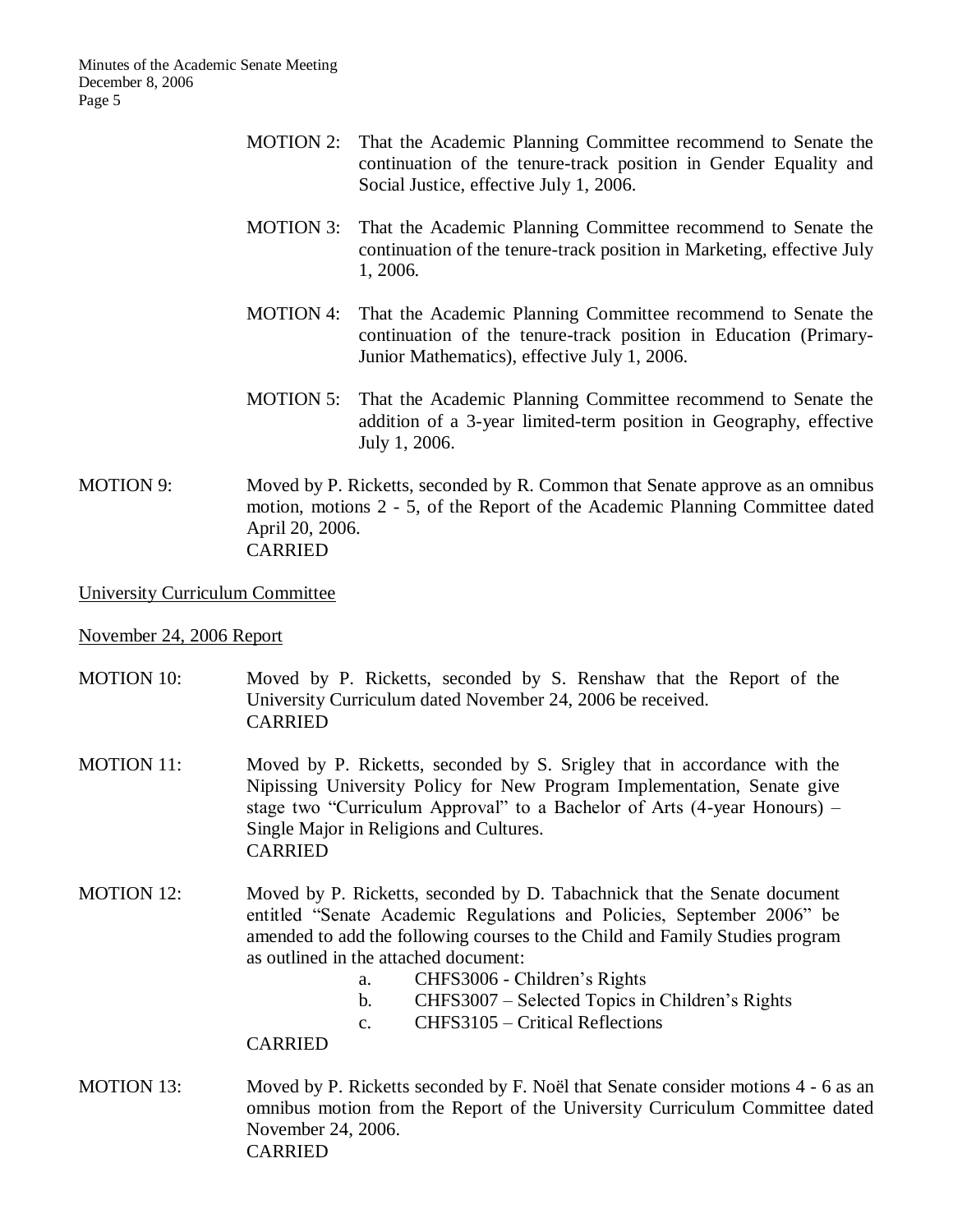MOTION 2: That the Academic Planning Committee recommend to Senate the continuation of the tenure-track position in Gender Equality and Social Justice, effective July 1, 2006.

MOTION 3: That the Academic Planning Committee recommend to Senate the continuation of the tenure-track position in Marketing, effective July 1, 2006.

MOTION 4: That the Academic Planning Committee recommend to Senate the continuation of the tenure-track position in Education (Primary-Junior Mathematics), effective July 1, 2006.

MOTION 5: That the Academic Planning Committee recommend to Senate the addition of a 3-year limited-term position in Geography, effective July 1, 2006.

MOTION 9: Moved by P. Ricketts, seconded by R. Common that Senate approve as an omnibus motion, motions 2 - 5, of the Report of the Academic Planning Committee dated April 20, 2006.
CARRIED

University Curriculum Committee

November 24, 2006 Report

MOTION 10: Moved by P. Ricketts, seconded by S. Renshaw that the Report of the University Curriculum dated November 24, 2006 be received.
CARRIED

MOTION 11: Moved by P. Ricketts, seconded by S. Srigley that in accordance with the Nipissing University Policy for New Program Implementation, Senate give stage two "Curriculum Approval" to a Bachelor of Arts (4-year Honours) – Single Major in Religions and Cultures.
CARRIED

MOTION 12: Moved by P. Ricketts, seconded by D. Tabachnick that the Senate document entitled "Senate Academic Regulations and Policies, September 2006" be amended to add the following courses to the Child and Family Studies program as outlined in the attached document:

a. CHFS3006 - Children's Rights
b. CHFS3007 – Selected Topics in Children's Rights
c. CHFS3105 – Critical Reflections

CARRIED

MOTION 13: Moved by P. Ricketts seconded by F. Noël that Senate consider motions 4 - 6 as an omnibus motion from the Report of the University Curriculum Committee dated November 24, 2006.
CARRIED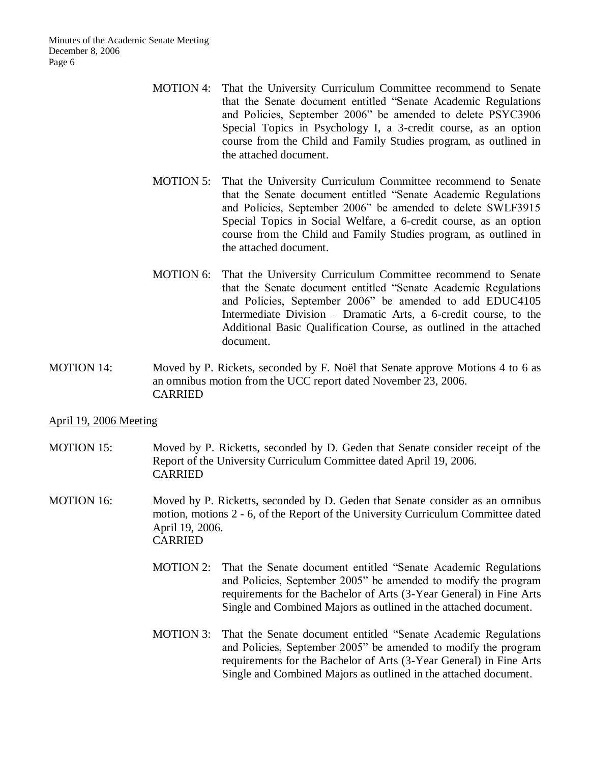MOTION 4: That the University Curriculum Committee recommend to Senate that the Senate document entitled "Senate Academic Regulations and Policies, September 2006" be amended to delete PSYC3906 Special Topics in Psychology I, a 3-credit course, as an option course from the Child and Family Studies program, as outlined in the attached document.

MOTION 5: That the University Curriculum Committee recommend to Senate that the Senate document entitled "Senate Academic Regulations and Policies, September 2006" be amended to delete SWLF3915 Special Topics in Social Welfare, a 6-credit course, as an option course from the Child and Family Studies program, as outlined in the attached document.

MOTION 6: That the University Curriculum Committee recommend to Senate that the Senate document entitled "Senate Academic Regulations and Policies, September 2006" be amended to add EDUC4105 Intermediate Division – Dramatic Arts, a 6-credit course, to the Additional Basic Qualification Course, as outlined in the attached document.

MOTION 14: Moved by P. Rickets, seconded by F. Noël that Senate approve Motions 4 to 6 as an omnibus motion from the UCC report dated November 23, 2006.
CARRIED

April 19, 2006 Meeting

MOTION 15: Moved by P. Ricketts, seconded by D. Geden that Senate consider receipt of the Report of the University Curriculum Committee dated April 19, 2006.
CARRIED

MOTION 16: Moved by P. Ricketts, seconded by D. Geden that Senate consider as an omnibus motion, motions 2 - 6, of the Report of the University Curriculum Committee dated April 19, 2006.
CARRIED

MOTION 2: That the Senate document entitled "Senate Academic Regulations and Policies, September 2005" be amended to modify the program requirements for the Bachelor of Arts (3-Year General) in Fine Arts Single and Combined Majors as outlined in the attached document.

MOTION 3: That the Senate document entitled "Senate Academic Regulations and Policies, September 2005" be amended to modify the program requirements for the Bachelor of Arts (3-Year General) in Fine Arts Single and Combined Majors as outlined in the attached document.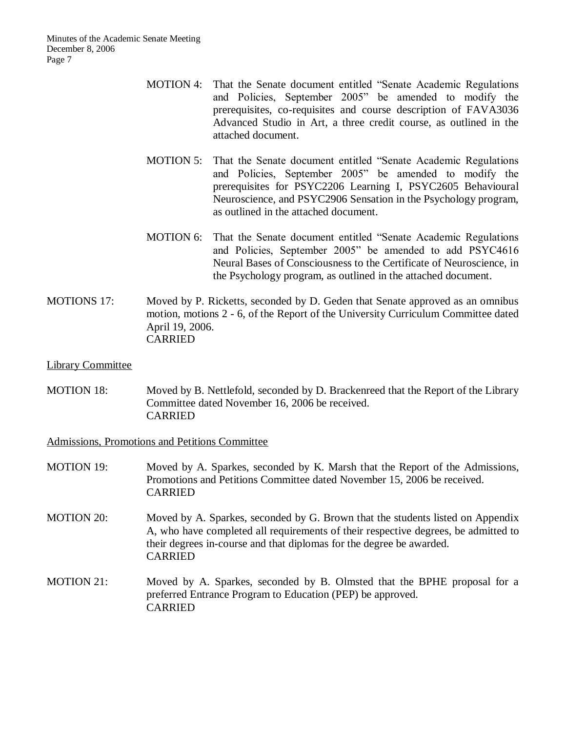MOTION 4: That the Senate document entitled "Senate Academic Regulations and Policies, September 2005" be amended to modify the prerequisites, co-requisites and course description of FAVA3036 Advanced Studio in Art, a three credit course, as outlined in the attached document.

MOTION 5: That the Senate document entitled "Senate Academic Regulations and Policies, September 2005" be amended to modify the prerequisites for PSYC2206 Learning I, PSYC2605 Behavioural Neuroscience, and PSYC2906 Sensation in the Psychology program, as outlined in the attached document.

MOTION 6: That the Senate document entitled "Senate Academic Regulations and Policies, September 2005" be amended to add PSYC4616 Neural Bases of Consciousness to the Certificate of Neuroscience, in the Psychology program, as outlined in the attached document.

MOTIONS 17: Moved by P. Ricketts, seconded by D. Geden that Senate approved as an omnibus motion, motions 2 - 6, of the Report of the University Curriculum Committee dated April 19, 2006.
CARRIED

Library Committee

MOTION 18: Moved by B. Nettlefold, seconded by D. Brackenreed that the Report of the Library Committee dated November 16, 2006 be received.
CARRIED

Admissions, Promotions and Petitions Committee

MOTION 19: Moved by A. Sparkes, seconded by K. Marsh that the Report of the Admissions, Promotions and Petitions Committee dated November 15, 2006 be received.
CARRIED

MOTION 20: Moved by A. Sparkes, seconded by G. Brown that the students listed on Appendix A, who have completed all requirements of their respective degrees, be admitted to their degrees in-course and that diplomas for the degree be awarded.
CARRIED

MOTION 21: Moved by A. Sparkes, seconded by B. Olmsted that the BPHE proposal for a preferred Entrance Program to Education (PEP) be approved.
CARRIED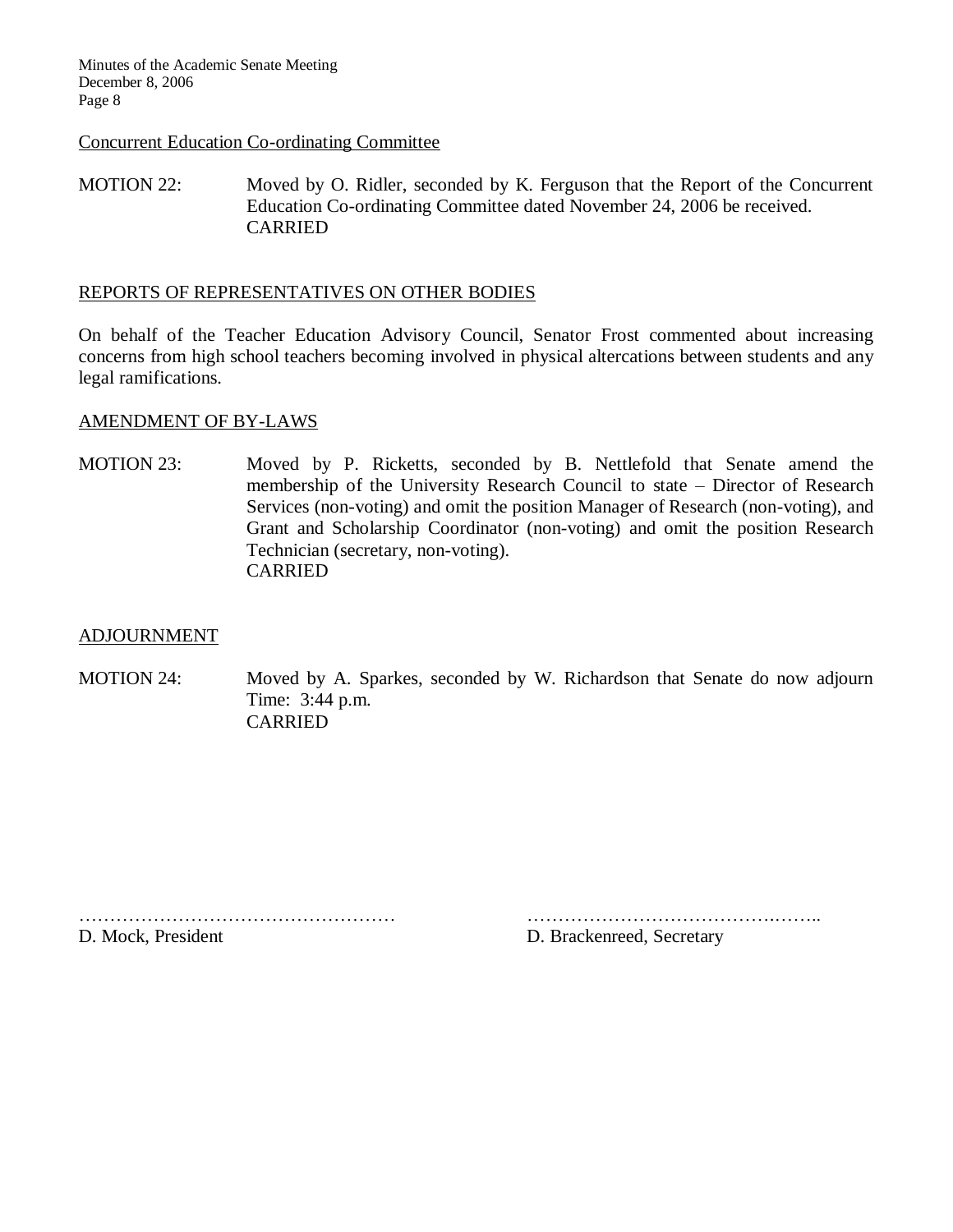Concurrent Education Co-ordinating Committee

MOTION 22: Moved by O. Ridler, seconded by K. Ferguson that the Report of the Concurrent Education Co-ordinating Committee dated November 24, 2006 be received.
CARRIED

## REPORTS OF REPRESENTATIVES ON OTHER BODIES

On behalf of the Teacher Education Advisory Council, Senator Frost commented about increasing concerns from high school teachers becoming involved in physical altercations between students and any legal ramifications.

## AMENDMENT OF BY-LAWS

MOTION 23: Moved by P. Ricketts, seconded by B. Nettlefold that Senate amend the membership of the University Research Council to state – Director of Research Services (non-voting) and omit the position Manager of Research (non-voting), and Grant and Scholarship Coordinator (non-voting) and omit the position Research Technician (secretary, non-voting).
CARRIED

## ADJOURNMENT

MOTION 24: Moved by A. Sparkes, seconded by W. Richardson that Senate do now adjourn
Time: 3:44 p.m.
CARRIED

……………………………………………
D. Mock, President

………………………………………..……..
D. Brackenreed, Secretary